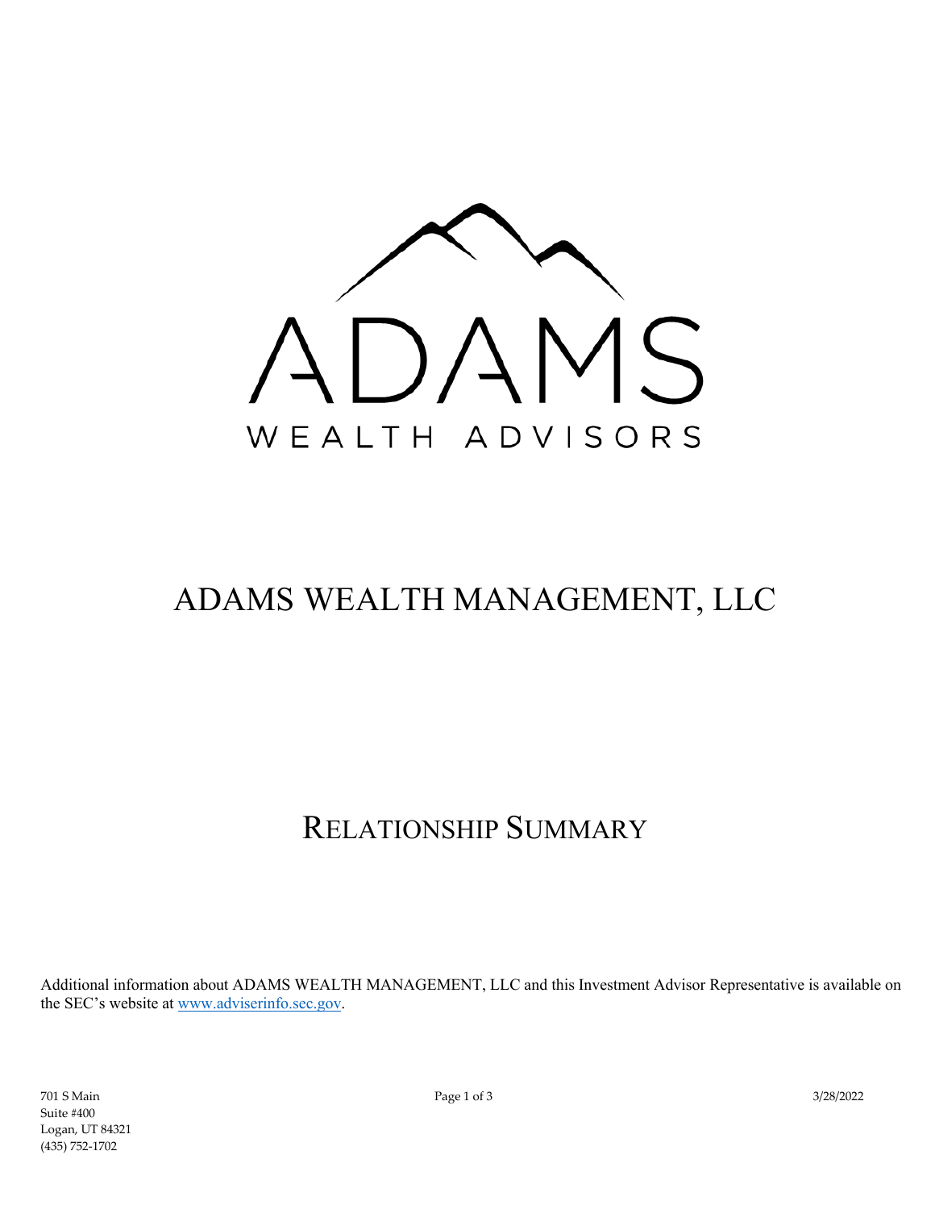ADAMS

WEALTH ADVISORS

# ADAMS WEALTH MANAGEMENT, LLC

## RELATIONSHIP SUMMARY

Additional information about ADAMS WEALTH MANAGEMENT, LLC and this Investment Advisor Representative is available on the SEC's website at [www.adviserinfo.sec.gov](http://www.adviserinfo.sec.gov).

701 S Main
Suite #400
Logan, UT 84321
(435) 752-1702

3/28/2022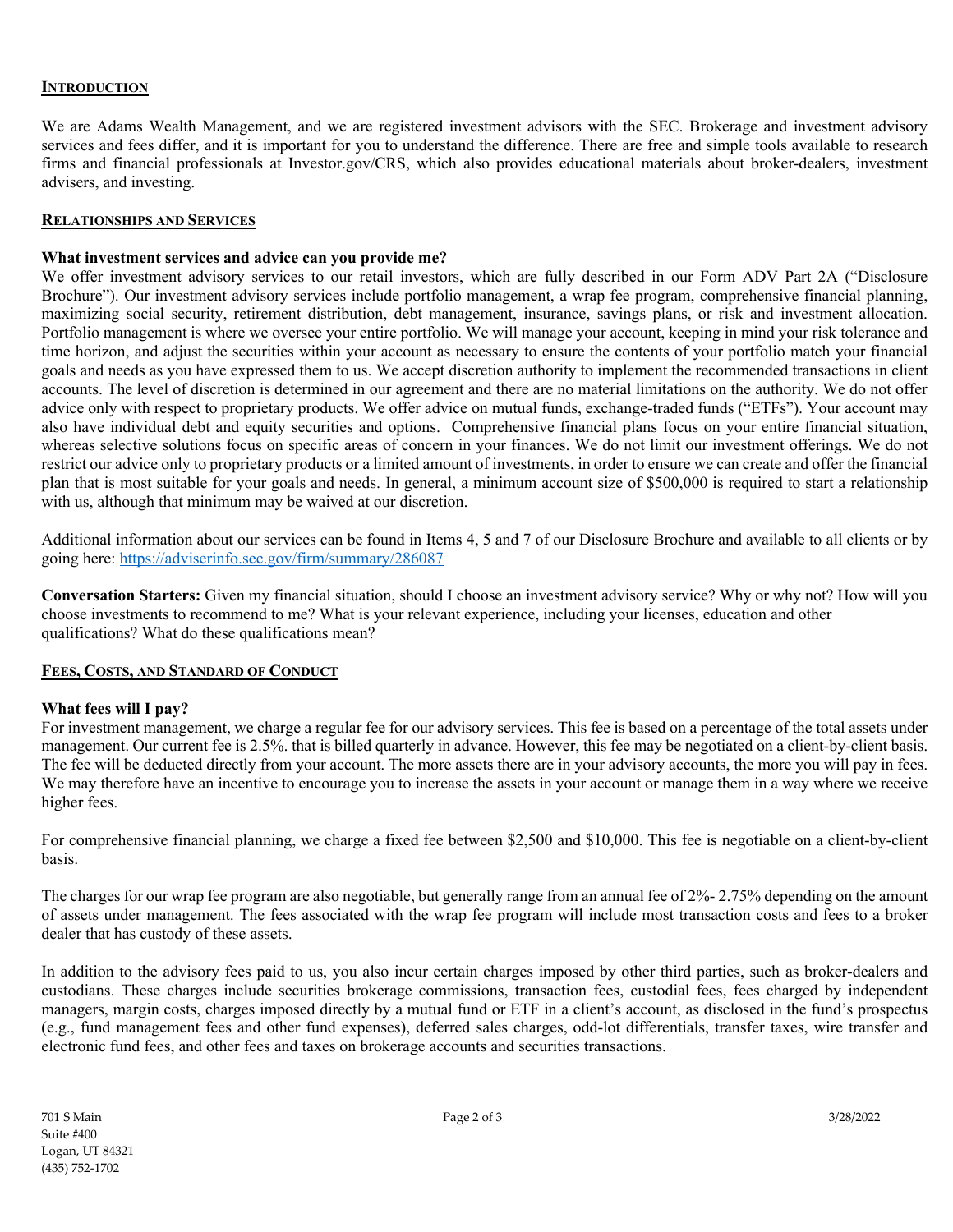## INTRODUCTION

We are Adams Wealth Management, and we are registered investment advisors with the SEC. Brokerage and investment advisory services and fees differ, and it is important for you to understand the difference. There are free and simple tools available to research firms and financial professionals at Investor.gov/CRS, which also provides educational materials about broker-dealers, investment advisers, and investing.

## RELATIONSHIPS AND SERVICES

**What investment services and advice can you provide me?**

We offer investment advisory services to our retail investors, which are fully described in our Form ADV Part 2A ("Disclosure Brochure"). Our investment advisory services include portfolio management, a wrap fee program, comprehensive financial planning, maximizing social security, retirement distribution, debt management, insurance, savings plans, or risk and investment allocation. Portfolio management is where we oversee your entire portfolio. We will manage your account, keeping in mind your risk tolerance and time horizon, and adjust the securities within your account as necessary to ensure the contents of your portfolio match your financial goals and needs as you have expressed them to us. We accept discretion authority to implement the recommended transactions in client accounts. The level of discretion is determined in our agreement and there are no material limitations on the authority. We do not offer advice only with respect to proprietary products. We offer advice on mutual funds, exchange-traded funds ("ETFs"). Your account may also have individual debt and equity securities and options. Comprehensive financial plans focus on your entire financial situation, whereas selective solutions focus on specific areas of concern in your finances. We do not limit our investment offerings. We do not restrict our advice only to proprietary products or a limited amount of investments, in order to ensure we can create and offer the financial plan that is most suitable for your goals and needs. In general, a minimum account size of $500,000 is required to start a relationship with us, although that minimum may be waived at our discretion.

Additional information about our services can be found in Items 4, 5 and 7 of our Disclosure Brochure and available to all clients or by going here: https://adviserinfo.sec.gov/firm/summary/286087

**Conversation Starters:** Given my financial situation, should I choose an investment advisory service? Why or why not? How will you choose investments to recommend to me? What is your relevant experience, including your licenses, education and other qualifications? What do these qualifications mean?

## FEES, COSTS, AND STANDARD OF CONDUCT

**What fees will I pay?**

For investment management, we charge a regular fee for our advisory services. This fee is based on a percentage of the total assets under management. Our current fee is 2.5%. that is billed quarterly in advance. However, this fee may be negotiated on a client-by-client basis. The fee will be deducted directly from your account. The more assets there are in your advisory accounts, the more you will pay in fees. We may therefore have an incentive to encourage you to increase the assets in your account or manage them in a way where we receive higher fees.

For comprehensive financial planning, we charge a fixed fee between $2,500 and $10,000. This fee is negotiable on a client-by-client basis.

The charges for our wrap fee program are also negotiable, but generally range from an annual fee of 2%- 2.75% depending on the amount of assets under management. The fees associated with the wrap fee program will include most transaction costs and fees to a broker dealer that has custody of these assets.

In addition to the advisory fees paid to us, you also incur certain charges imposed by other third parties, such as broker-dealers and custodians. These charges include securities brokerage commissions, transaction fees, custodial fees, fees charged by independent managers, margin costs, charges imposed directly by a mutual fund or ETF in a client's account, as disclosed in the fund's prospectus (e.g., fund management fees and other fund expenses), deferred sales charges, odd-lot differentials, transfer taxes, wire transfer and electronic fund fees, and other fees and taxes on brokerage accounts and securities transactions.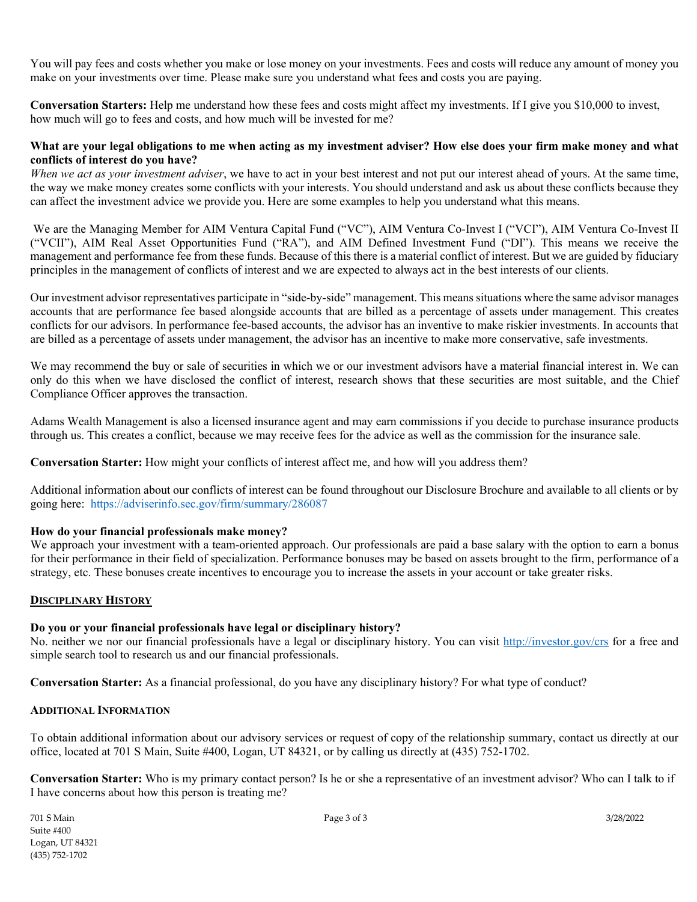You will pay fees and costs whether you make or lose money on your investments. Fees and costs will reduce any amount of money you make on your investments over time. Please make sure you understand what fees and costs you are paying.

**Conversation Starters:** Help me understand how these fees and costs might affect my investments. If I give you $10,000 to invest, how much will go to fees and costs, and how much will be invested for me?

**What are your legal obligations to me when acting as my investment adviser? How else does your firm make money and what conflicts of interest do you have?**

*When we act as your investment adviser*, we have to act in your best interest and not put our interest ahead of yours. At the same time, the way we make money creates some conflicts with your interests. You should understand and ask us about these conflicts because they can affect the investment advice we provide you. Here are some examples to help you understand what this means.

We are the Managing Member for AIM Ventura Capital Fund ("VC"), AIM Ventura Co-Invest I ("VCI"), AIM Ventura Co-Invest II ("VCII"), AIM Real Asset Opportunities Fund ("RA"), and AIM Defined Investment Fund ("DI"). This means we receive the management and performance fee from these funds. Because of this there is a material conflict of interest. But we are guided by fiduciary principles in the management of conflicts of interest and we are expected to always act in the best interests of our clients.

Our investment advisor representatives participate in "side-by-side" management. This means situations where the same advisor manages accounts that are performance fee based alongside accounts that are billed as a percentage of assets under management. This creates conflicts for our advisors. In performance fee-based accounts, the advisor has an inventive to make riskier investments. In accounts that are billed as a percentage of assets under management, the advisor has an incentive to make more conservative, safe investments.

We may recommend the buy or sale of securities in which we or our investment advisors have a material financial interest in. We can only do this when we have disclosed the conflict of interest, research shows that these securities are most suitable, and the Chief Compliance Officer approves the transaction.

Adams Wealth Management is also a licensed insurance agent and may earn commissions if you decide to purchase insurance products through us. This creates a conflict, because we may receive fees for the advice as well as the commission for the insurance sale.

**Conversation Starter:** How might your conflicts of interest affect me, and how will you address them?

Additional information about our conflicts of interest can be found throughout our Disclosure Brochure and available to all clients or by going here: https://adviserinfo.sec.gov/firm/summary/286087

**How do your financial professionals make money?**

We approach your investment with a team-oriented approach. Our professionals are paid a base salary with the option to earn a bonus for their performance in their field of specialization. Performance bonuses may be based on assets brought to the firm, performance of a strategy, etc. These bonuses create incentives to encourage you to increase the assets in your account or take greater risks.

## Disciplinary History

**Do you or your financial professionals have legal or disciplinary history?**

No. neither we nor our financial professionals have a legal or disciplinary history. You can visit http://investor.gov/crs for a free and simple search tool to research us and our financial professionals.

**Conversation Starter:** As a financial professional, do you have any disciplinary history? For what type of conduct?

## Additional Information

To obtain additional information about our advisory services or request of copy of the relationship summary, contact us directly at our office, located at 701 S Main, Suite #400, Logan, UT 84321, or by calling us directly at (435) 752-1702.

**Conversation Starter:** Who is my primary contact person? Is he or she a representative of an investment advisor? Who can I talk to if I have concerns about how this person is treating me?